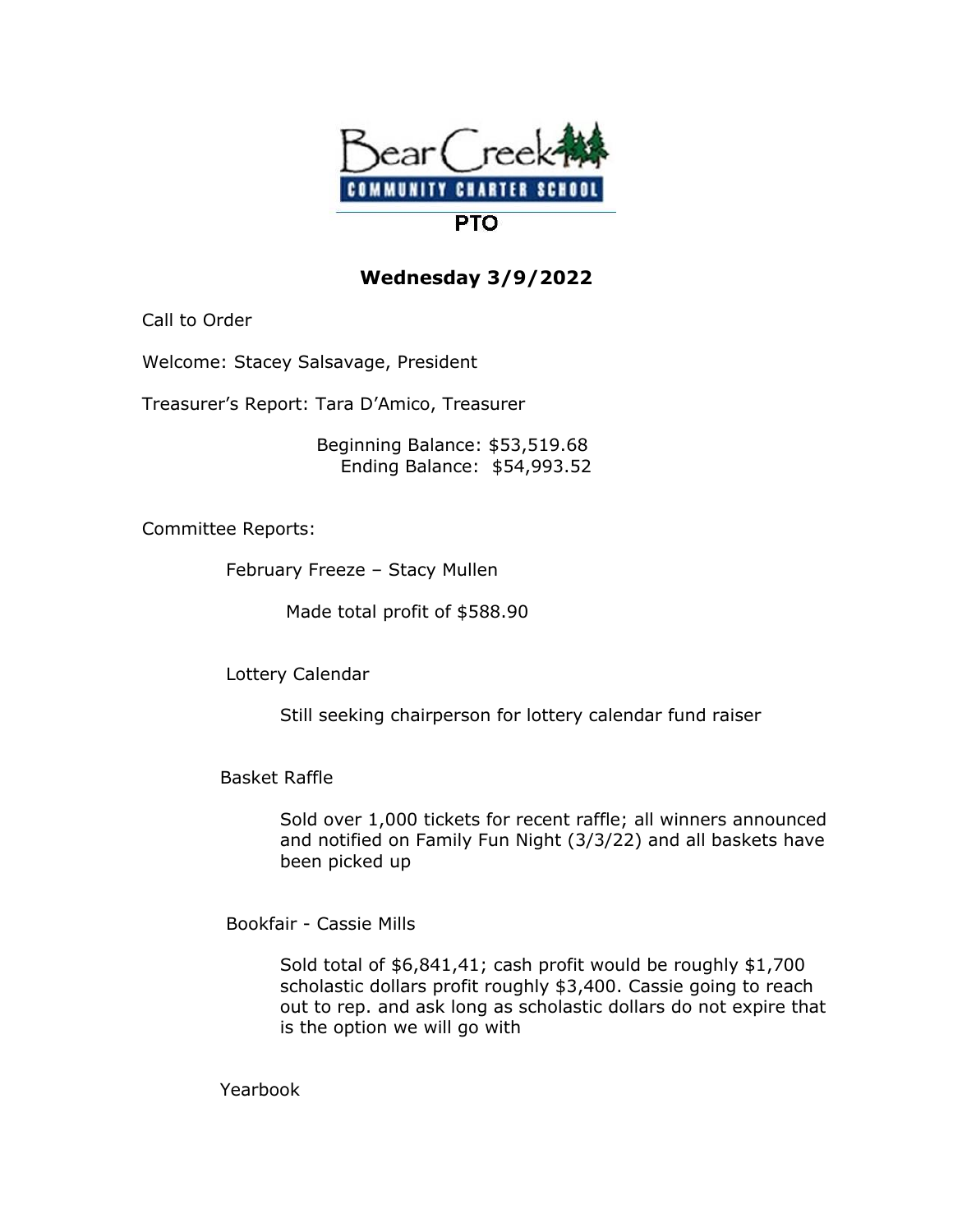# Bear Creek Community Charter School

## PTO

### Wednesday 3/9/2022

Call to Order

Welcome: Stacey Salsavage, President

Treasurer's Report: Tara D'Amico, Treasurer

Beginning Balance: $53,519.68
Ending Balance: $54,993.52

Committee Reports:

February Freeze – Stacy Mullen

Made total profit of $588.90

Lottery Calendar

Still seeking chairperson for lottery calendar fund raiser

Basket Raffle

Sold over 1,000 tickets for recent raffle; all winners announced and notified on Family Fun Night (3/3/22) and all baskets have been picked up

Bookfair - Cassie Mills

Sold total of $6,841,41; cash profit would be roughly $1,700 scholastic dollars profit roughly $3,400. Cassie going to reach out to rep. and ask long as scholastic dollars do not expire that is the option we will go with

Yearbook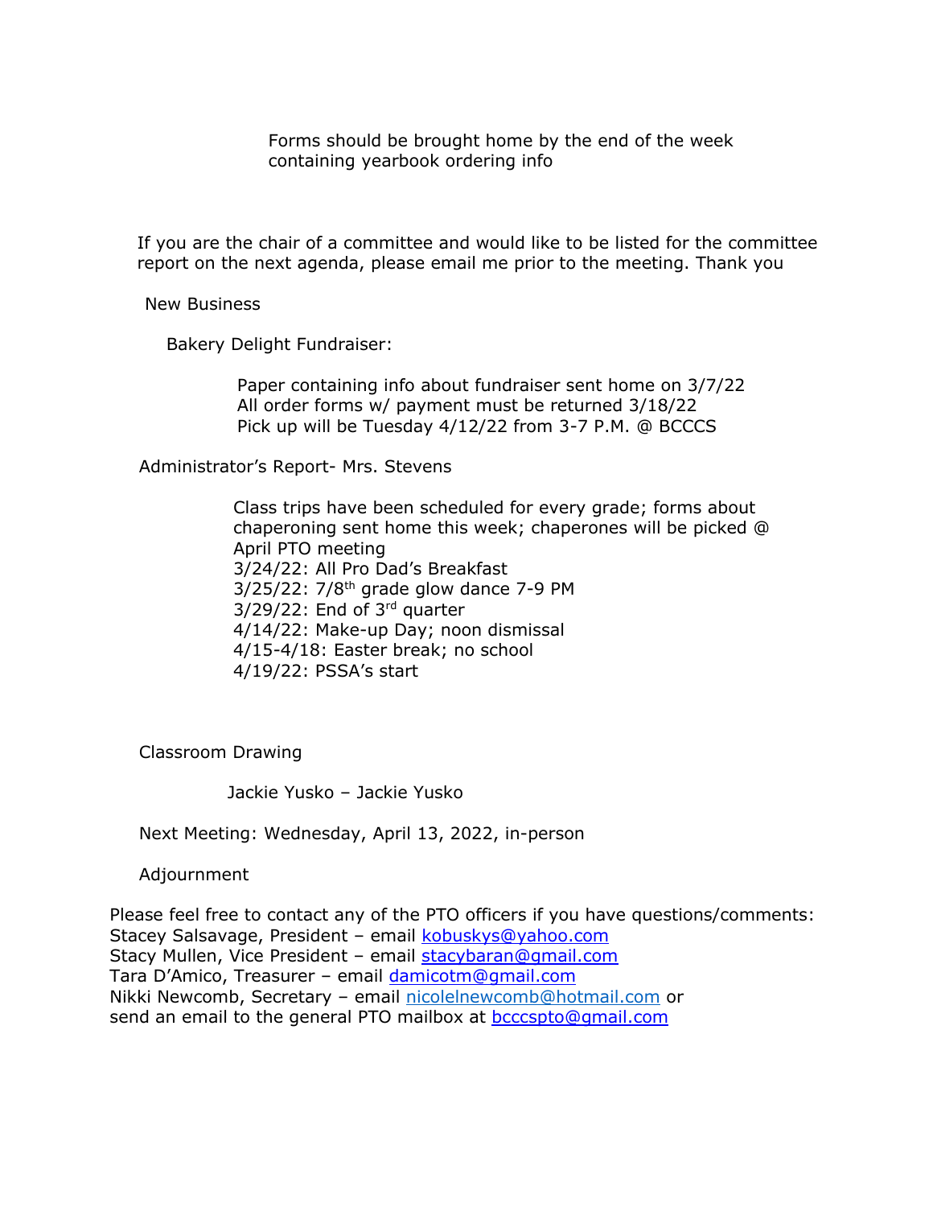Forms should be brought home by the end of the week containing yearbook ordering info

If you are the chair of a committee and would like to be listed for the committee report on the next agenda, please email me prior to the meeting. Thank you

New Business

Bakery Delight Fundraiser:

Paper containing info about fundraiser sent home on 3/7/22
All order forms w/ payment must be returned 3/18/22
Pick up will be Tuesday 4/12/22 from 3-7 P.M. @ BCCCS

Administrator's Report- Mrs. Stevens

Class trips have been scheduled for every grade; forms about chaperoning sent home this week; chaperones will be picked @ April PTO meeting
3/24/22: All Pro Dad's Breakfast
3/25/22: 7/8th grade glow dance 7-9 PM
3/29/22: End of 3rd quarter
4/14/22: Make-up Day; noon dismissal
4/15-4/18: Easter break; no school
4/19/22: PSSA's start

Classroom Drawing

Jackie Yusko – Jackie Yusko

Next Meeting: Wednesday, April 13, 2022, in-person

Adjournment

Please feel free to contact any of the PTO officers if you have questions/comments:
Stacey Salsavage, President – email kobuskys@yahoo.com
Stacy Mullen, Vice President – email stacybaran@gmail.com
Tara D'Amico, Treasurer – email damicotm@gmail.com
Nikki Newcomb, Secretary – email nicolelnewcomb@hotmail.com or
send an email to the general PTO mailbox at bcccspto@gmail.com